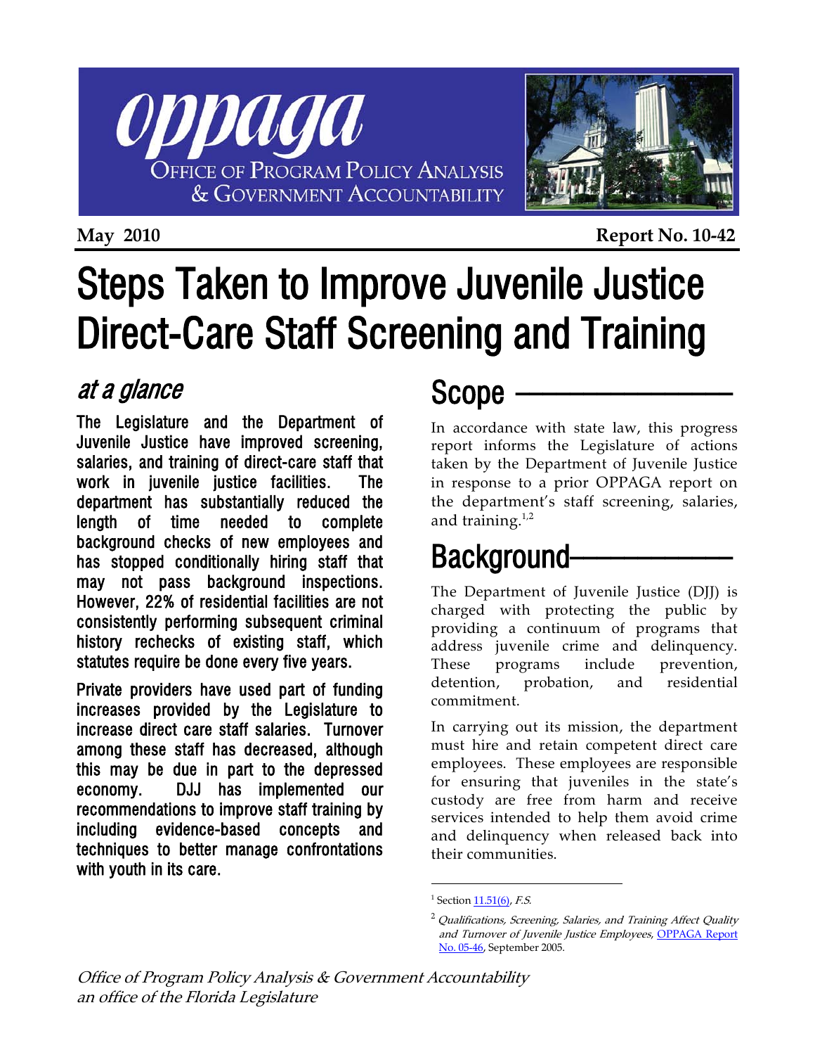**OPPAGA**
OFFICE OF PROGRAM POLICY ANALYSIS & GOVERNMENT ACCOUNTABILITY

**May 2010** **Report No. 10-42**

# Steps Taken to Improve Juvenile Justice Direct-Care Staff Screening and Training

## at a glance

**The Legislature and the Department of Juvenile Justice have improved screening, salaries, and training of direct-care staff that work in juvenile justice facilities. The department has substantially reduced the length of time needed to complete background checks of new employees and has stopped conditionally hiring staff that may not pass background inspections. However, 22% of residential facilities are not consistently performing subsequent criminal history rechecks of existing staff, which statutes require be done every five years.**

**Private providers have used part of funding increases provided by the Legislature to increase direct care staff salaries. Turnover among these staff has decreased, although this may be due in part to the depressed economy. DJJ has implemented our recommendations to improve staff training by including evidence-based concepts and techniques to better manage confrontations with youth in its care.**

## Scope

In accordance with state law, this progress report informs the Legislature of actions taken by the Department of Juvenile Justice in response to a prior OPPAGA report on the department's staff screening, salaries, and training.[1,2]

## Background

The Department of Juvenile Justice (DJJ) is charged with protecting the public by providing a continuum of programs that address juvenile crime and delinquency. These programs include prevention, detention, probation, and residential commitment.

In carrying out its mission, the department must hire and retain competent direct care employees. These employees are responsible for ensuring that juveniles in the state's custody are free from harm and receive services intended to help them avoid crime and delinquency when released back into their communities.

---

[1] Section 11.51(6), *F.S.*

[2] *Qualifications, Screening, Salaries, and Training Affect Quality and Turnover of Juvenile Justice Employees*, OPPAGA Report No. 05-46, September 2005.

*Office of Program Policy Analysis & Government Accountability*
*an office of the Florida Legislature*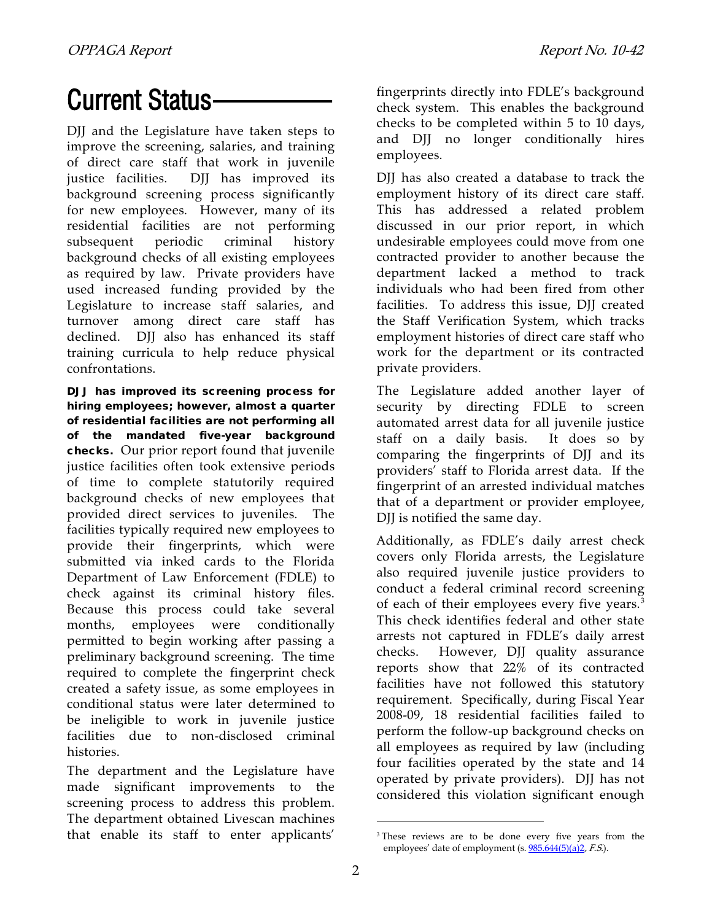# Current Status

DJJ and the Legislature have taken steps to improve the screening, salaries, and training of direct care staff that work in juvenile justice facilities. DJJ has improved its background screening process significantly for new employees. However, many of its residential facilities are not performing subsequent periodic criminal history background checks of all existing employees as required by law. Private providers have used increased funding provided by the Legislature to increase staff salaries, and turnover among direct care staff has declined. DJJ also has enhanced its staff training curricula to help reduce physical confrontations.

**DJJ has improved its screening process for hiring employees; however, almost a quarter of residential facilities are not performing all of the mandated five-year background checks.** Our prior report found that juvenile justice facilities often took extensive periods of time to complete statutorily required background checks of new employees that provided direct services to juveniles. The facilities typically required new employees to provide their fingerprints, which were submitted via inked cards to the Florida Department of Law Enforcement (FDLE) to check against its criminal history files. Because this process could take several months, employees were conditionally permitted to begin working after passing a preliminary background screening. The time required to complete the fingerprint check created a safety issue, as some employees in conditional status were later determined to be ineligible to work in juvenile justice facilities due to non-disclosed criminal histories.

The department and the Legislature have made significant improvements to the screening process to address this problem. The department obtained Livescan machines that enable its staff to enter applicants' fingerprints directly into FDLE's background check system. This enables the background checks to be completed within 5 to 10 days, and DJJ no longer conditionally hires employees.

DJJ has also created a database to track the employment history of its direct care staff. This has addressed a related problem discussed in our prior report, in which undesirable employees could move from one contracted provider to another because the department lacked a method to track individuals who had been fired from other facilities. To address this issue, DJJ created the Staff Verification System, which tracks employment histories of direct care staff who work for the department or its contracted private providers.

The Legislature added another layer of security by directing FDLE to screen automated arrest data for all juvenile justice staff on a daily basis. It does so by comparing the fingerprints of DJJ and its providers' staff to Florida arrest data. If the fingerprint of an arrested individual matches that of a department or provider employee, DJJ is notified the same day.

Additionally, as FDLE's daily arrest check covers only Florida arrests, the Legislature also required juvenile justice providers to conduct a federal criminal record screening of each of their employees every five years.[3] This check identifies federal and other state arrests not captured in FDLE's daily arrest checks. However, DJJ quality assurance reports show that 22% of its contracted facilities have not followed this statutory requirement. Specifically, during Fiscal Year 2008-09, 18 residential facilities failed to perform the follow-up background checks on all employees as required by law (including four facilities operated by the state and 14 operated by private providers). DJJ has not considered this violation significant enough

[3] These reviews are to be done every five years from the employees' date of employment (s. 985.644(5)(a)2, *F.S.*).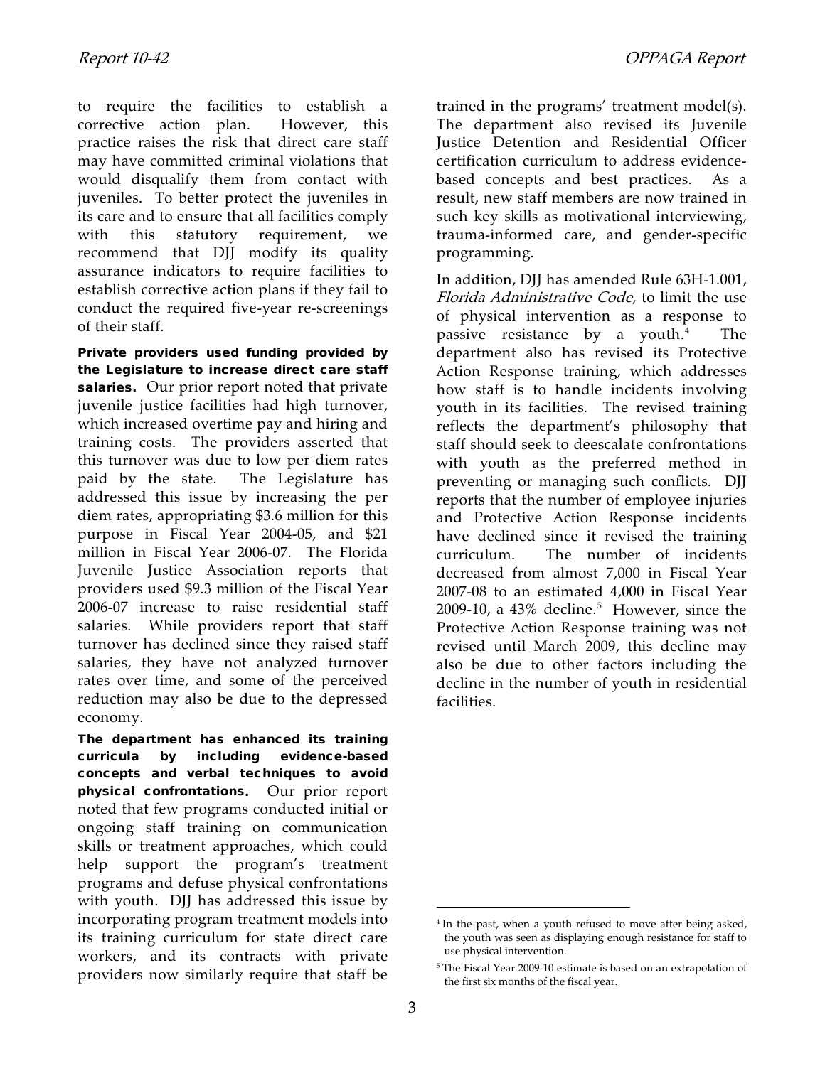to require the facilities to establish a corrective action plan. However, this practice raises the risk that direct care staff may have committed criminal violations that would disqualify them from contact with juveniles. To better protect the juveniles in its care and to ensure that all facilities comply with this statutory requirement, we recommend that DJJ modify its quality assurance indicators to require facilities to establish corrective action plans if they fail to conduct the required five-year re-screenings of their staff.

**Private providers used funding provided by the Legislature to increase direct care staff salaries.** Our prior report noted that private juvenile justice facilities had high turnover, which increased overtime pay and hiring and training costs. The providers asserted that this turnover was due to low per diem rates paid by the state. The Legislature has addressed this issue by increasing the per diem rates, appropriating \$3.6 million for this purpose in Fiscal Year 2004-05, and \$21 million in Fiscal Year 2006-07. The Florida Juvenile Justice Association reports that providers used \$9.3 million of the Fiscal Year 2006-07 increase to raise residential staff salaries. While providers report that staff turnover has declined since they raised staff salaries, they have not analyzed turnover rates over time, and some of the perceived reduction may also be due to the depressed economy.

**The department has enhanced its training curricula by including evidence-based concepts and verbal techniques to avoid physical confrontations.** Our prior report noted that few programs conducted initial or ongoing staff training on communication skills or treatment approaches, which could help support the program's treatment programs and defuse physical confrontations with youth. DJJ has addressed this issue by incorporating program treatment models into its training curriculum for state direct care workers, and its contracts with private providers now similarly require that staff be trained in the programs' treatment model(s). The department also revised its Juvenile Justice Detention and Residential Officer certification curriculum to address evidence-based concepts and best practices. As a result, new staff members are now trained in such key skills as motivational interviewing, trauma-informed care, and gender-specific programming.

In addition, DJJ has amended Rule 63H-1.001, *Florida Administrative Code*, to limit the use of physical intervention as a response to passive resistance by a youth.[4] The department also has revised its Protective Action Response training, which addresses how staff is to handle incidents involving youth in its facilities. The revised training reflects the department's philosophy that staff should seek to deescalate confrontations with youth as the preferred method in preventing or managing such conflicts. DJJ reports that the number of employee injuries and Protective Action Response incidents have declined since it revised the training curriculum. The number of incidents decreased from almost 7,000 in Fiscal Year 2007-08 to an estimated 4,000 in Fiscal Year 2009-10, a 43% decline.[5] However, since the Protective Action Response training was not revised until March 2009, this decline may also be due to other factors including the decline in the number of youth in residential facilities.

---

[4] In the past, when a youth refused to move after being asked, the youth was seen as displaying enough resistance for staff to use physical intervention.

[5] The Fiscal Year 2009-10 estimate is based on an extrapolation of the first six months of the fiscal year.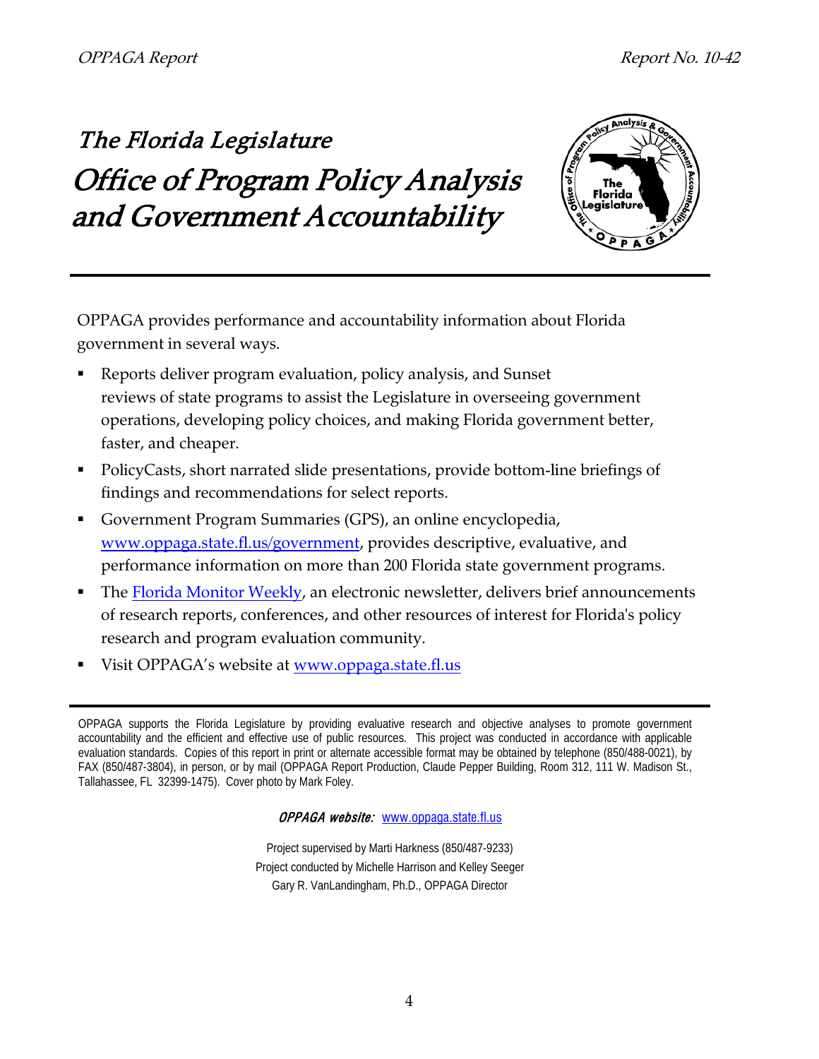## The Florida Legislature

# Office of Program Policy Analysis and Government Accountability

OPPAGA provides performance and accountability information about Florida government in several ways.

- Reports deliver program evaluation, policy analysis, and Sunset reviews of state programs to assist the Legislature in overseeing government operations, developing policy choices, and making Florida government better, faster, and cheaper.
- PolicyCasts, short narrated slide presentations, provide bottom-line briefings of findings and recommendations for select reports.
- Government Program Summaries (GPS), an online encyclopedia, [www.oppaga.state.fl.us/government](www.oppaga.state.fl.us/government), provides descriptive, evaluative, and performance information on more than 200 Florida state government programs.
- The Florida Monitor Weekly, an electronic newsletter, delivers brief announcements of research reports, conferences, and other resources of interest for Florida's policy research and program evaluation community.
- Visit OPPAGA's website at [www.oppaga.state.fl.us](www.oppaga.state.fl.us)

---

OPPAGA supports the Florida Legislature by providing evaluative research and objective analyses to promote government accountability and the efficient and effective use of public resources. This project was conducted in accordance with applicable evaluation standards. Copies of this report in print or alternate accessible format may be obtained by telephone (850/488-0021), by FAX (850/487-3804), in person, or by mail (OPPAGA Report Production, Claude Pepper Building, Room 312, 111 W. Madison St., Tallahassee, FL 32399-1475). Cover photo by Mark Foley.

*OPPAGA website:* [www.oppaga.state.fl.us](www.oppaga.state.fl.us)

Project supervised by Marti Harkness (850/487-9233)

Project conducted by Michelle Harrison and Kelley Seeger

Gary R. VanLandingham, Ph.D., OPPAGA Director